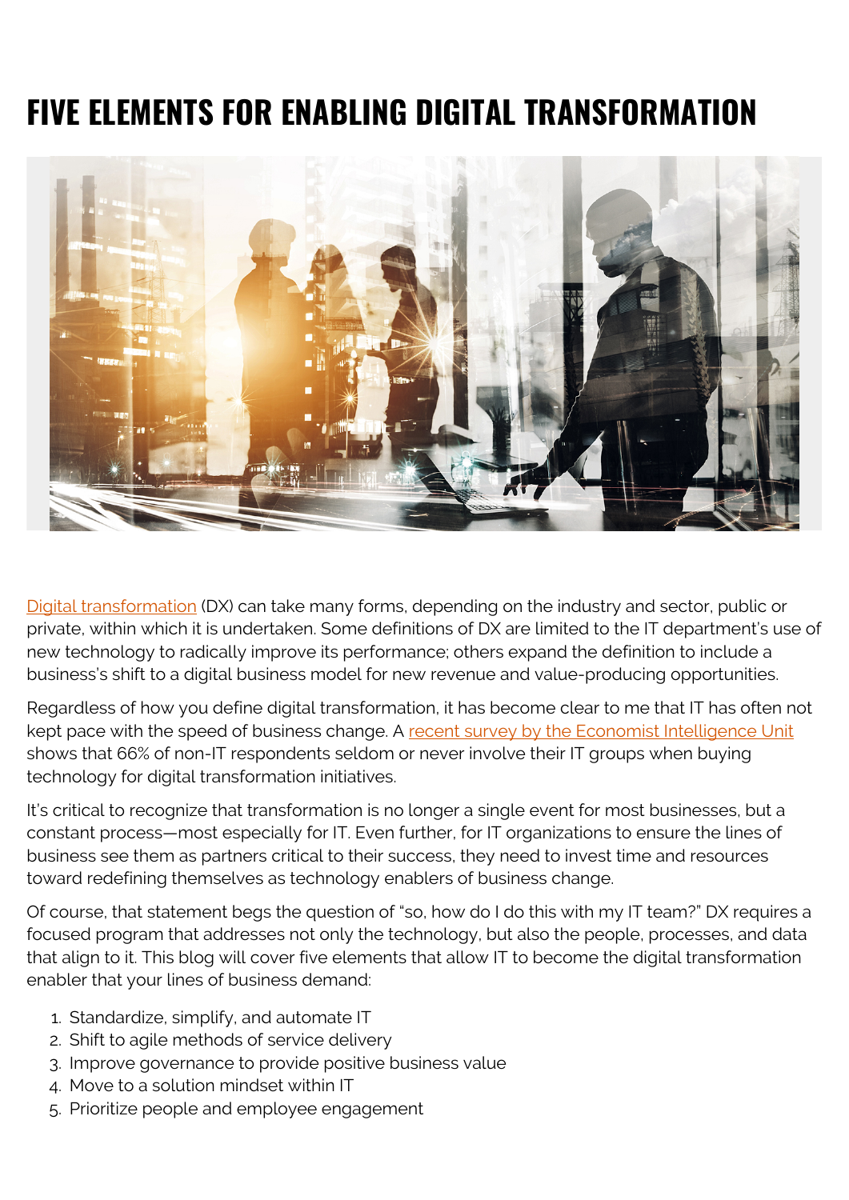# FIVE ELEMENTS FOR ENABLING DIGITAL TRANSFORMATION

Digital transformation (DX) can take many forms, depending on the industry and sector, public or private, within which it is undertaken. Some definitions of DX are limited to the IT department's use of new technology to radically improve its performance; others expand the definition to include a business's shift to a digital business model for new revenue and value-producing opportunities.

Regardless of how you define digital transformation, it has become clear to me that IT has often not kept pace with the speed of business change. A recent survey by the Economist Intelligence Unit shows that 66% of non-IT respondents seldom or never involve their IT groups when buying technology for digital transformation initiatives.

It's critical to recognize that transformation is no longer a single event for most businesses, but a constant process—most especially for IT. Even further, for IT organizations to ensure the lines of business see them as partners critical to their success, they need to invest time and resources toward redefining themselves as technology enablers of business change.

Of course, that statement begs the question of "so, how do I do this with my IT team?" DX requires a focused program that addresses not only the technology, but also the people, processes, and data that align to it. This blog will cover five elements that allow IT to become the digital transformation enabler that your lines of business demand:

1. Standardize, simplify, and automate IT
2. Shift to agile methods of service delivery
3. Improve governance to provide positive business value
4. Move to a solution mindset within IT
5. Prioritize people and employee engagement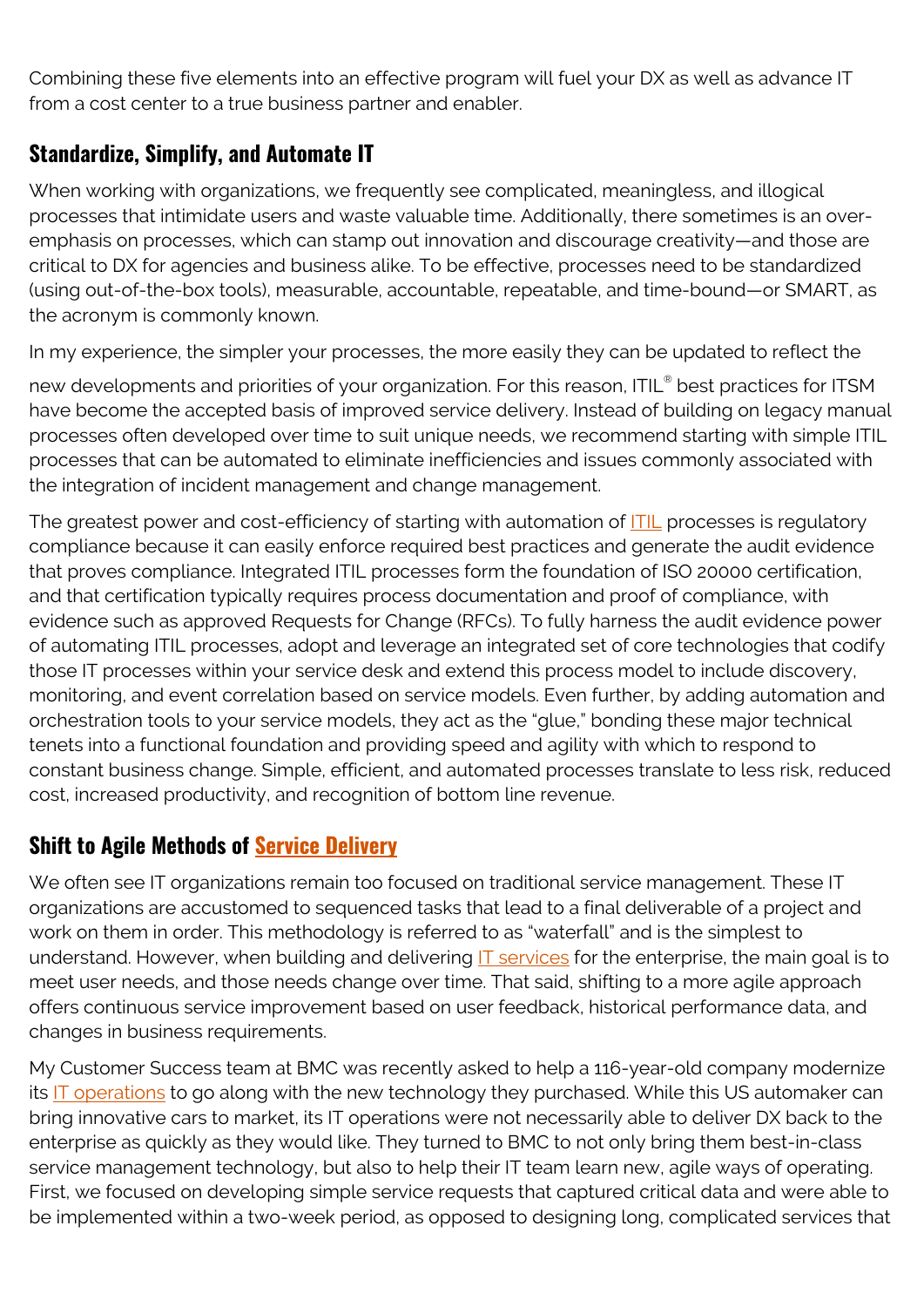Combining these five elements into an effective program will fuel your DX as well as advance IT from a cost center to a true business partner and enabler.

## Standardize, Simplify, and Automate IT

When working with organizations, we frequently see complicated, meaningless, and illogical processes that intimidate users and waste valuable time. Additionally, there sometimes is an over-emphasis on processes, which can stamp out innovation and discourage creativity—and those are critical to DX for agencies and business alike. To be effective, processes need to be standardized (using out-of-the-box tools), measurable, accountable, repeatable, and time-bound—or SMART, as the acronym is commonly known.

In my experience, the simpler your processes, the more easily they can be updated to reflect the new developments and priorities of your organization. For this reason, ITIL® best practices for ITSM have become the accepted basis of improved service delivery. Instead of building on legacy manual processes often developed over time to suit unique needs, we recommend starting with simple ITIL processes that can be automated to eliminate inefficiencies and issues commonly associated with the integration of incident management and change management.

The greatest power and cost-efficiency of starting with automation of ITIL processes is regulatory compliance because it can easily enforce required best practices and generate the audit evidence that proves compliance. Integrated ITIL processes form the foundation of ISO 20000 certification, and that certification typically requires process documentation and proof of compliance, with evidence such as approved Requests for Change (RFCs). To fully harness the audit evidence power of automating ITIL processes, adopt and leverage an integrated set of core technologies that codify those IT processes within your service desk and extend this process model to include discovery, monitoring, and event correlation based on service models. Even further, by adding automation and orchestration tools to your service models, they act as the "glue," bonding these major technical tenets into a functional foundation and providing speed and agility with which to respond to constant business change. Simple, efficient, and automated processes translate to less risk, reduced cost, increased productivity, and recognition of bottom line revenue.

## Shift to Agile Methods of Service Delivery

We often see IT organizations remain too focused on traditional service management. These IT organizations are accustomed to sequenced tasks that lead to a final deliverable of a project and work on them in order. This methodology is referred to as "waterfall" and is the simplest to understand. However, when building and delivering IT services for the enterprise, the main goal is to meet user needs, and those needs change over time. That said, shifting to a more agile approach offers continuous service improvement based on user feedback, historical performance data, and changes in business requirements.

My Customer Success team at BMC was recently asked to help a 116-year-old company modernize its IT operations to go along with the new technology they purchased. While this US automaker can bring innovative cars to market, its IT operations were not necessarily able to deliver DX back to the enterprise as quickly as they would like. They turned to BMC to not only bring them best-in-class service management technology, but also to help their IT team learn new, agile ways of operating. First, we focused on developing simple service requests that captured critical data and were able to be implemented within a two-week period, as opposed to designing long, complicated services that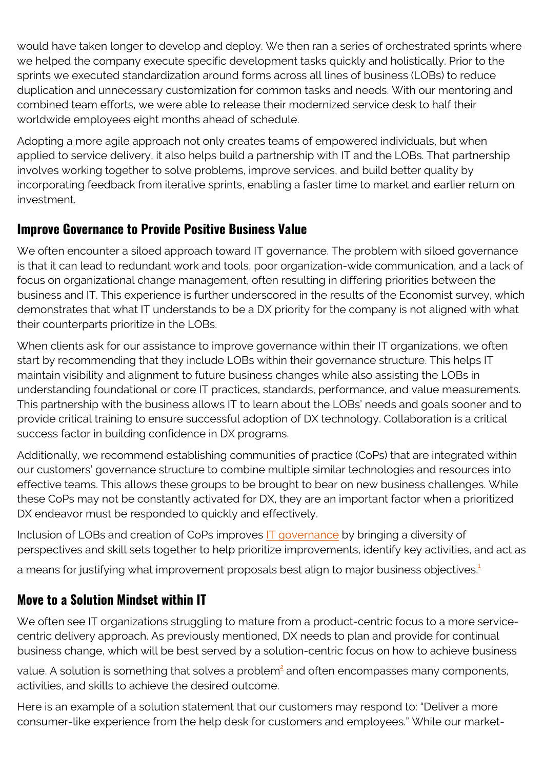would have taken longer to develop and deploy. We then ran a series of orchestrated sprints where we helped the company execute specific development tasks quickly and holistically. Prior to the sprints we executed standardization around forms across all lines of business (LOBs) to reduce duplication and unnecessary customization for common tasks and needs. With our mentoring and combined team efforts, we were able to release their modernized service desk to half their worldwide employees eight months ahead of schedule.

Adopting a more agile approach not only creates teams of empowered individuals, but when applied to service delivery, it also helps build a partnership with IT and the LOBs. That partnership involves working together to solve problems, improve services, and build better quality by incorporating feedback from iterative sprints, enabling a faster time to market and earlier return on investment.

## Improve Governance to Provide Positive Business Value

We often encounter a siloed approach toward IT governance. The problem with siloed governance is that it can lead to redundant work and tools, poor organization-wide communication, and a lack of focus on organizational change management, often resulting in differing priorities between the business and IT. This experience is further underscored in the results of the Economist survey, which demonstrates that what IT understands to be a DX priority for the company is not aligned with what their counterparts prioritize in the LOBs.

When clients ask for our assistance to improve governance within their IT organizations, we often start by recommending that they include LOBs within their governance structure. This helps IT maintain visibility and alignment to future business changes while also assisting the LOBs in understanding foundational or core IT practices, standards, performance, and value measurements. This partnership with the business allows IT to learn about the LOBs' needs and goals sooner and to provide critical training to ensure successful adoption of DX technology. Collaboration is a critical success factor in building confidence in DX programs.

Additionally, we recommend establishing communities of practice (CoPs) that are integrated within our customers' governance structure to combine multiple similar technologies and resources into effective teams. This allows these groups to be brought to bear on new business challenges. While these CoPs may not be constantly activated for DX, they are an important factor when a prioritized DX endeavor must be responded to quickly and effectively.

Inclusion of LOBs and creation of CoPs improves IT governance by bringing a diversity of perspectives and skill sets together to help prioritize improvements, identify key activities, and act as a means for justifying what improvement proposals best align to major business objectives.[1]

## Move to a Solution Mindset within IT

We often see IT organizations struggling to mature from a product-centric focus to a more service-centric delivery approach. As previously mentioned, DX needs to plan and provide for continual business change, which will be best served by a solution-centric focus on how to achieve business value. A solution is something that solves a problem[2] and often encompasses many components, activities, and skills to achieve the desired outcome.

Here is an example of a solution statement that our customers may respond to: "Deliver a more consumer-like experience from the help desk for customers and employees." While our market-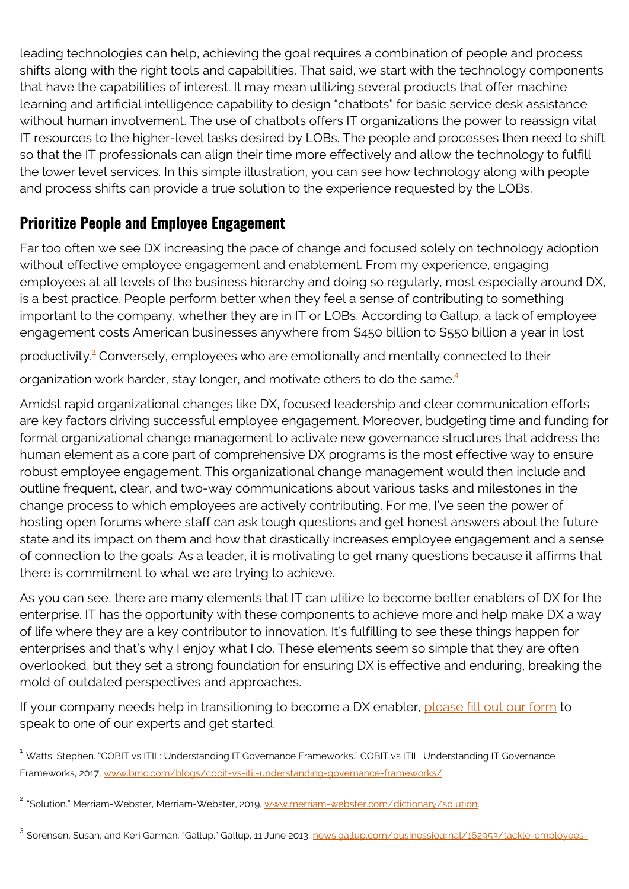leading technologies can help, achieving the goal requires a combination of people and process shifts along with the right tools and capabilities. That said, we start with the technology components that have the capabilities of interest. It may mean utilizing several products that offer machine learning and artificial intelligence capability to design "chatbots" for basic service desk assistance without human involvement. The use of chatbots offers IT organizations the power to reassign vital IT resources to the higher-level tasks desired by LOBs. The people and processes then need to shift so that the IT professionals can align their time more effectively and allow the technology to fulfill the lower level services. In this simple illustration, you can see how technology along with people and process shifts can provide a true solution to the experience requested by the LOBs.

## Prioritize People and Employee Engagement

Far too often we see DX increasing the pace of change and focused solely on technology adoption without effective employee engagement and enablement. From my experience, engaging employees at all levels of the business hierarchy and doing so regularly, most especially around DX, is a best practice. People perform better when they feel a sense of contributing to something important to the company, whether they are in IT or LOBs. According to Gallup, a lack of employee engagement costs American businesses anywhere from $450 billion to $550 billion a year in lost productivity.[3] Conversely, employees who are emotionally and mentally connected to their organization work harder, stay longer, and motivate others to do the same.[4]

Amidst rapid organizational changes like DX, focused leadership and clear communication efforts are key factors driving successful employee engagement. Moreover, budgeting time and funding for formal organizational change management to activate new governance structures that address the human element as a core part of comprehensive DX programs is the most effective way to ensure robust employee engagement. This organizational change management would then include and outline frequent, clear, and two-way communications about various tasks and milestones in the change process to which employees are actively contributing. For me, I've seen the power of hosting open forums where staff can ask tough questions and get honest answers about the future state and its impact on them and how that drastically increases employee engagement and a sense of connection to the goals. As a leader, it is motivating to get many questions because it affirms that there is commitment to what we are trying to achieve.

As you can see, there are many elements that IT can utilize to become better enablers of DX for the enterprise. IT has the opportunity with these components to achieve more and help make DX a way of life where they are a key contributor to innovation. It's fulfilling to see these things happen for enterprises and that's why I enjoy what I do. These elements seem so simple that they are often overlooked, but they set a strong foundation for ensuring DX is effective and enduring, breaking the mold of outdated perspectives and approaches.

If your company needs help in transitioning to become a DX enabler, please fill out our form to speak to one of our experts and get started.

[1] Watts, Stephen. "COBIT vs ITIL: Understanding IT Governance Frameworks." COBIT vs ITIL: Understanding IT Governance Frameworks, 2017, www.bmc.com/blogs/cobit-vs-itil-understanding-governance-frameworks/.

[2] "Solution." Merriam-Webster, Merriam-Webster, 2019, www.merriam-webster.com/dictionary/solution.

[3] Sorensen, Susan, and Keri Garman. "Gallup." Gallup, 11 June 2013, news.gallup.com/businessjournal/162953/tackle-employees-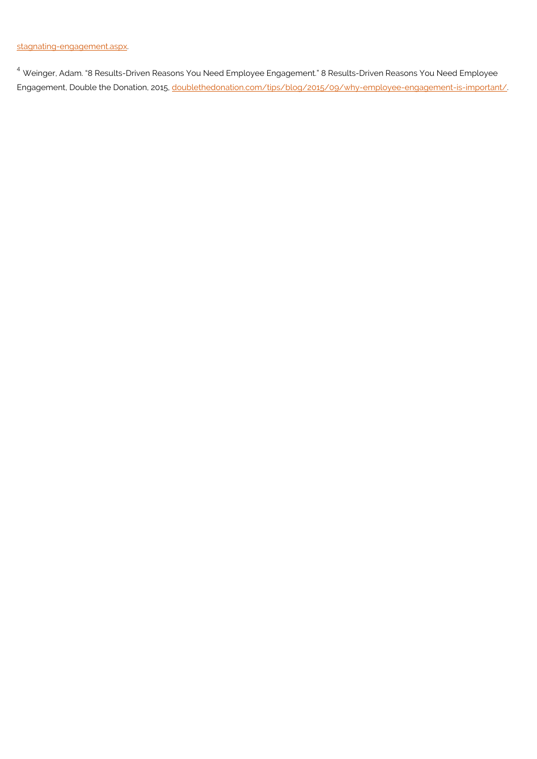stagnating-engagement.aspx.

[4] Weinger, Adam. "8 Results-Driven Reasons You Need Employee Engagement." 8 Results-Driven Reasons You Need Employee Engagement, Double the Donation, 2015, doublethedonation.com/tips/blog/2015/09/why-employee-engagement-is-important/.